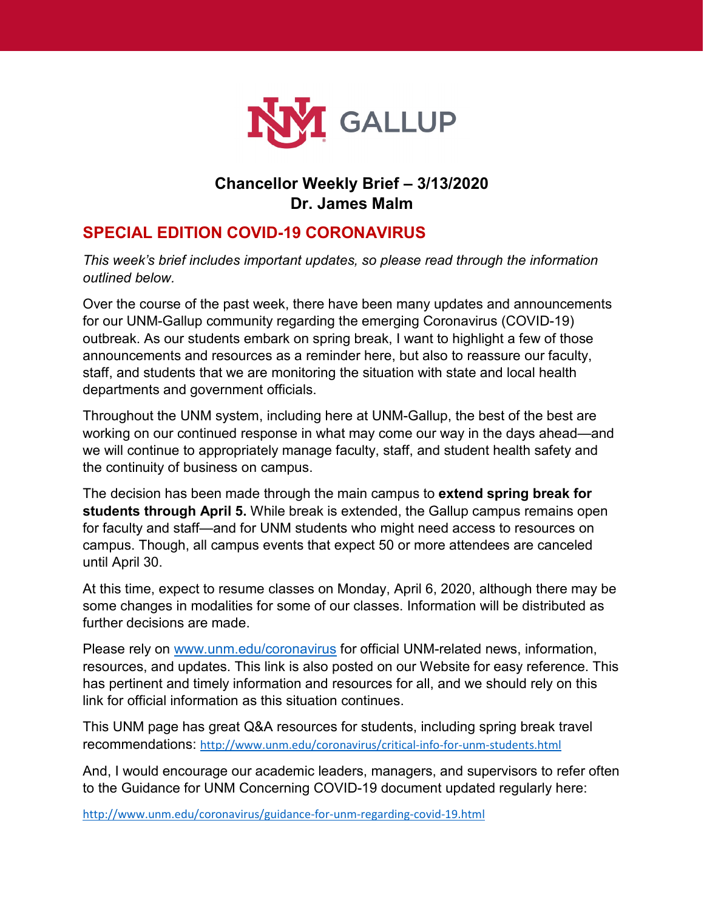# Chancellor Weekly Brief – 3/13/2020
# Dr. James Malm

## SPECIAL EDITION COVID-19 CORONAVIRUS

*This week's brief includes important updates, so please read through the information outlined below.*

Over the course of the past week, there have been many updates and announcements for our UNM-Gallup community regarding the emerging Coronavirus (COVID-19) outbreak. As our students embark on spring break, I want to highlight a few of those announcements and resources as a reminder here, but also to reassure our faculty, staff, and students that we are monitoring the situation with state and local health departments and government officials.

Throughout the UNM system, including here at UNM-Gallup, the best of the best are working on our continued response in what may come our way in the days ahead—and we will continue to appropriately manage faculty, staff, and student health safety and the continuity of business on campus.

The decision has been made through the main campus to **extend spring break for students through April 5.** While break is extended, the Gallup campus remains open for faculty and staff—and for UNM students who might need access to resources on campus. Though, all campus events that expect 50 or more attendees are canceled until April 30.

At this time, expect to resume classes on Monday, April 6, 2020, although there may be some changes in modalities for some of our classes. Information will be distributed as further decisions are made.

Please rely on [www.unm.edu/coronavirus](http://www.unm.edu/coronavirus) for official UNM-related news, information, resources, and updates. This link is also posted on our Website for easy reference. This has pertinent and timely information and resources for all, and we should rely on this link for official information as this situation continues.

This UNM page has great Q&A resources for students, including spring break travel recommendations: http://www.unm.edu/coronavirus/critical-info-for-unm-students.html

And, I would encourage our academic leaders, managers, and supervisors to refer often to the Guidance for UNM Concerning COVID-19 document updated regularly here:

http://www.unm.edu/coronavirus/guidance-for-unm-regarding-covid-19.html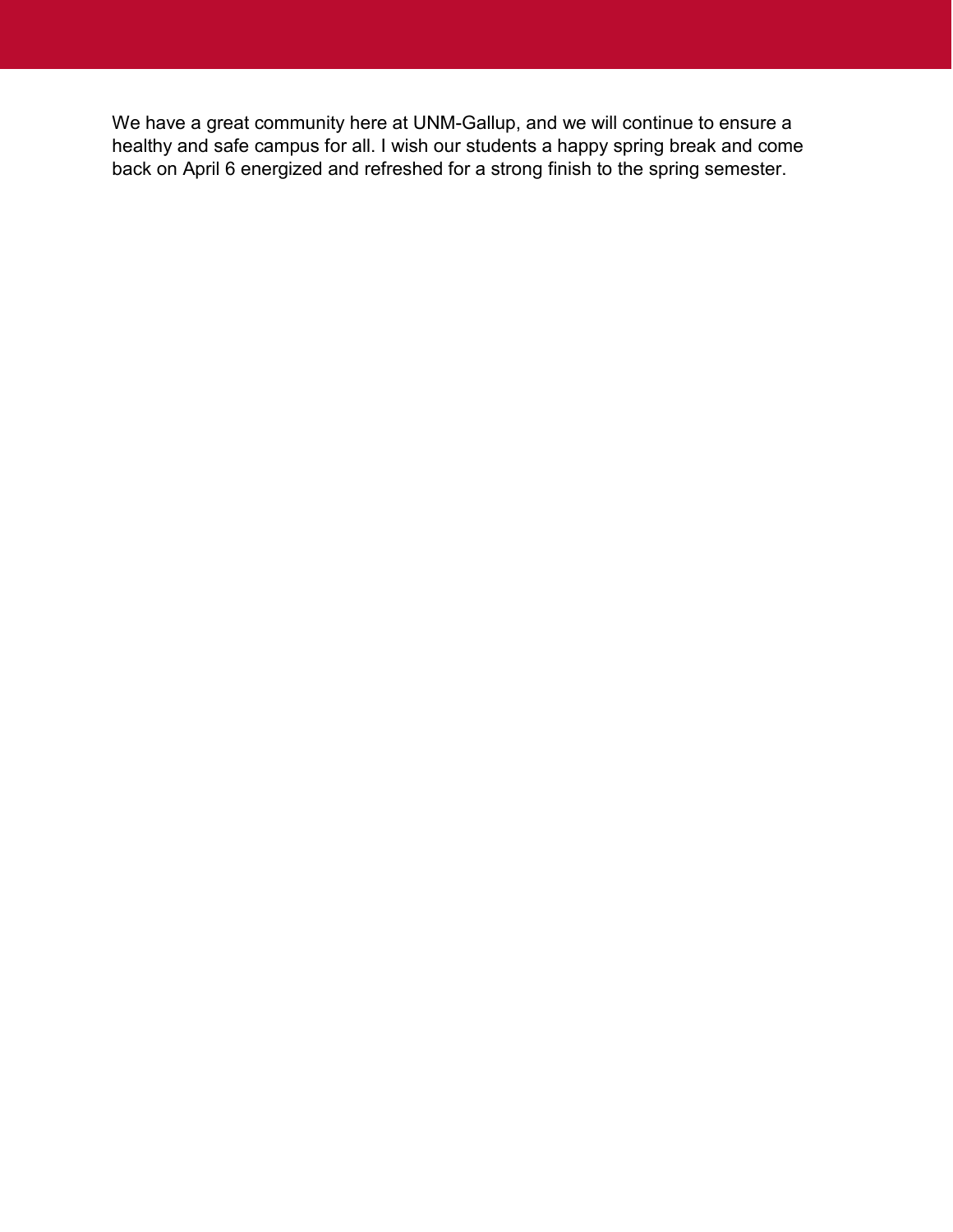We have a great community here at UNM-Gallup, and we will continue to ensure a healthy and safe campus for all. I wish our students a happy spring break and come back on April 6 energized and refreshed for a strong finish to the spring semester.